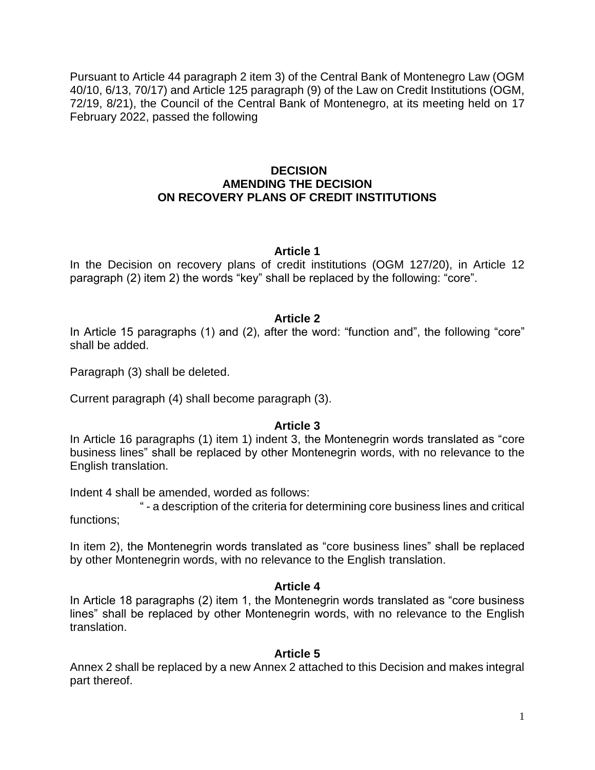Pursuant to Article 44 paragraph 2 item 3) of the Central Bank of Montenegro Law (OGM 40/10, 6/13, 70/17) and Article 125 paragraph (9) of the Law on Credit Institutions (OGM, 72/19, 8/21), the Council of the Central Bank of Montenegro, at its meeting held on 17 February 2022, passed the following

**DECISION**
**AMENDING THE DECISION**
**ON RECOVERY PLANS OF CREDIT INSTITUTIONS**

**Article 1**

In the Decision on recovery plans of credit institutions (OGM 127/20), in Article 12 paragraph (2) item 2) the words "key" shall be replaced by the following: "core".

**Article 2**

In Article 15 paragraphs (1) and (2), after the word: "function and", the following "core" shall be added.

Paragraph (3) shall be deleted.

Current paragraph (4) shall become paragraph (3).

**Article 3**

In Article 16 paragraphs (1) item 1) indent 3, the Montenegrin words translated as "core business lines" shall be replaced by other Montenegrin words, with no relevance to the English translation.

Indent 4 shall be amended, worded as follows:

" - a description of the criteria for determining core business lines and critical functions;

In item 2), the Montenegrin words translated as "core business lines" shall be replaced by other Montenegrin words, with no relevance to the English translation.

**Article 4**

In Article 18 paragraphs (2) item 1, the Montenegrin words translated as "core business lines" shall be replaced by other Montenegrin words, with no relevance to the English translation.

**Article 5**

Annex 2 shall be replaced by a new Annex 2 attached to this Decision and makes integral part thereof.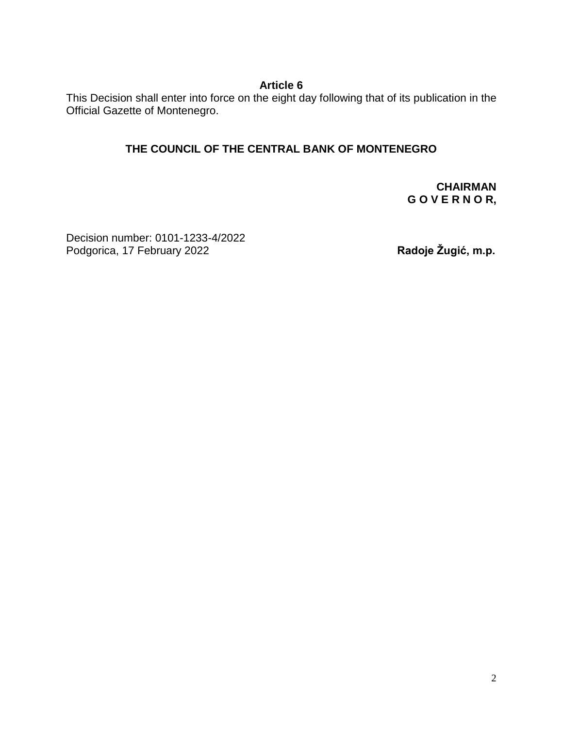**Article 6**

This Decision shall enter into force on the eight day following that of its publication in the Official Gazette of Montenegro.

**THE COUNCIL OF THE CENTRAL BANK OF MONTENEGRO**

**CHAIRMAN**
**G O V E R N O R,**

Decision number: 0101-1233-4/2022
Podgorica, 17 February 2022

**Radoje Žugić, m.p.**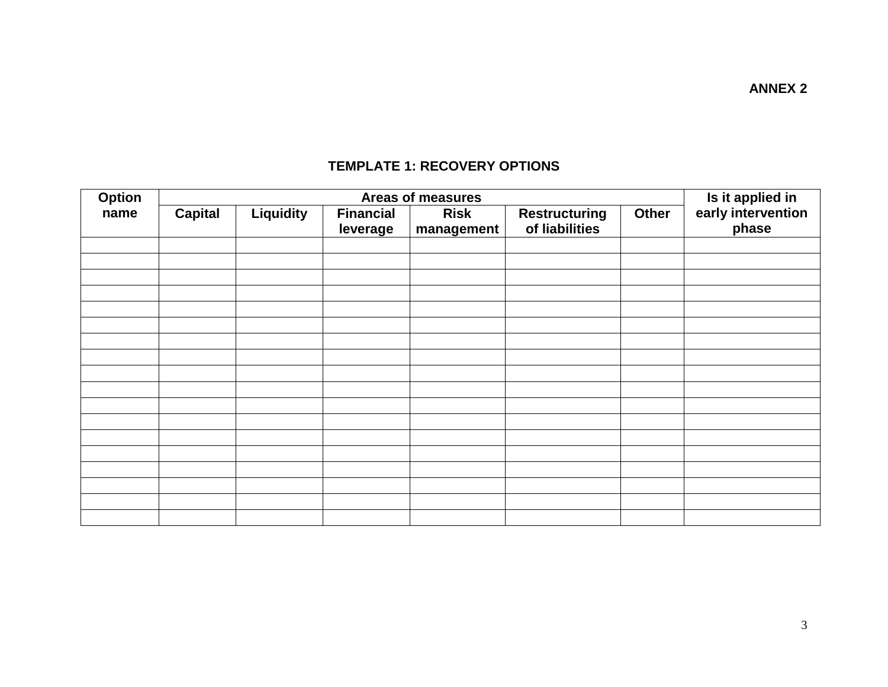**ANNEX 2**

## TEMPLATE 1: RECOVERY OPTIONS

| Option name | Areas of measures | | | | | | Is it applied in early intervention phase |
|---|---|---|---|---|---|---|---|
| | Capital | Liquidity | Financial leverage | Risk management | Restructuring of liabilities | Other | |
| | | | | | | | |
| | | | | | | | |
| | | | | | | | |
| | | | | | | | |
| | | | | | | | |
| | | | | | | | |
| | | | | | | | |
| | | | | | | | |
| | | | | | | | |
| | | | | | | | |
| | | | | | | | |
| | | | | | | | |
| | | | | | | | |
| | | | | | | | |
| | | | | | | | |
| | | | | | | | |
| | | | | | | | |
| | | | | | | | |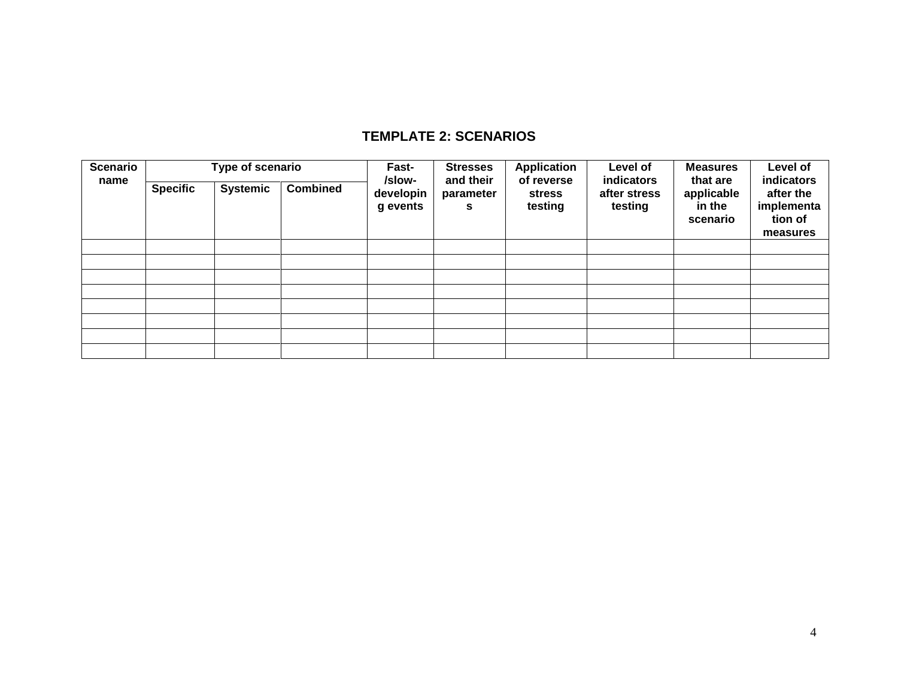## TEMPLATE 2: SCENARIOS

| Scenario name | Type of scenario | | | Fast-/slow-developing events | Stresses and their parameters | Application of reverse stress testing | Level of indicators after stress testing | Measures that are applicable in the scenario | Level of indicators after the implementation of measures |
|---|---|---|---|---|---|---|---|---|---|
| | Specific | Systemic | Combined | | | | | | |
| | | | | | | | | | |
| | | | | | | | | | |
| | | | | | | | | | |
| | | | | | | | | | |
| | | | | | | | | | |
| | | | | | | | | | |
| | | | | | | | | | |
| | | | | | | | | | |